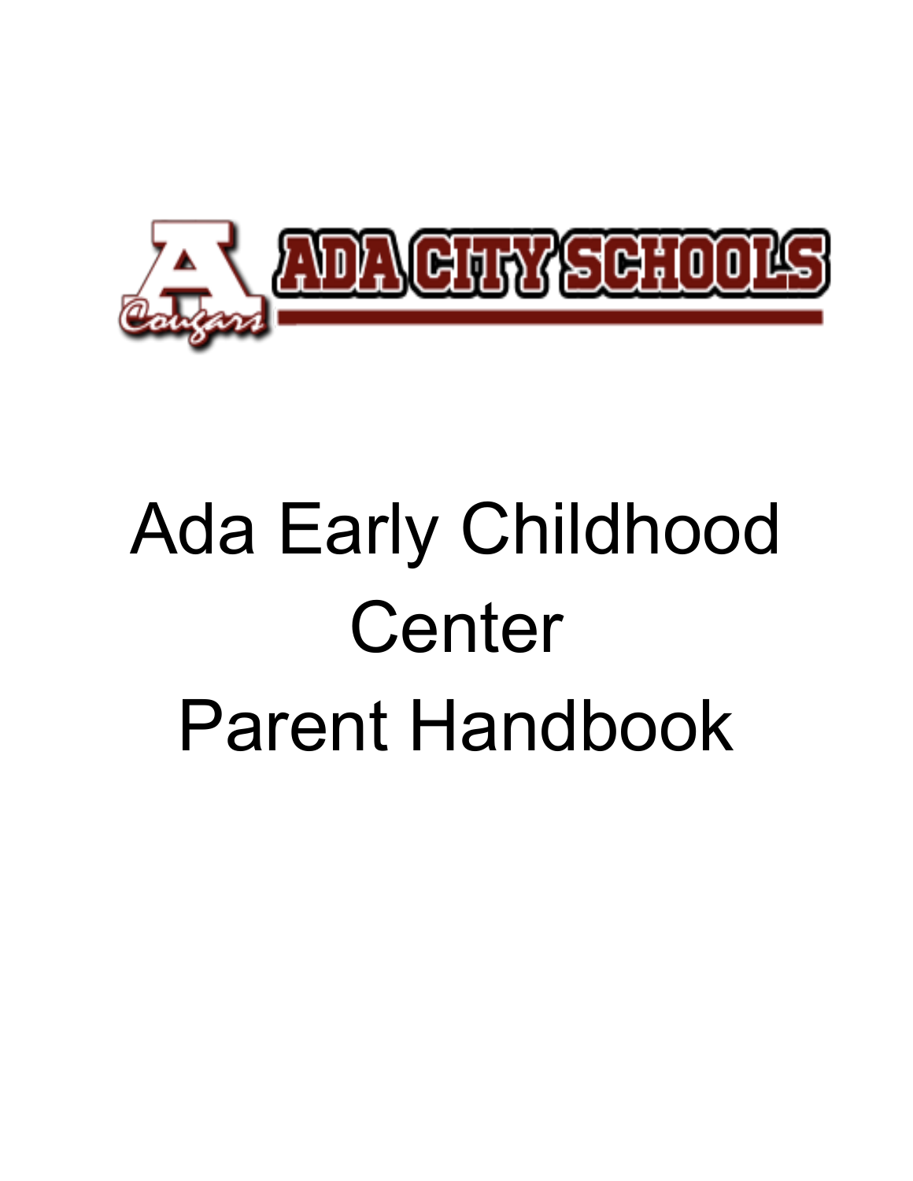ADA CITY SCHOOLS

Cougars

# Ada Early Childhood Center Parent Handbook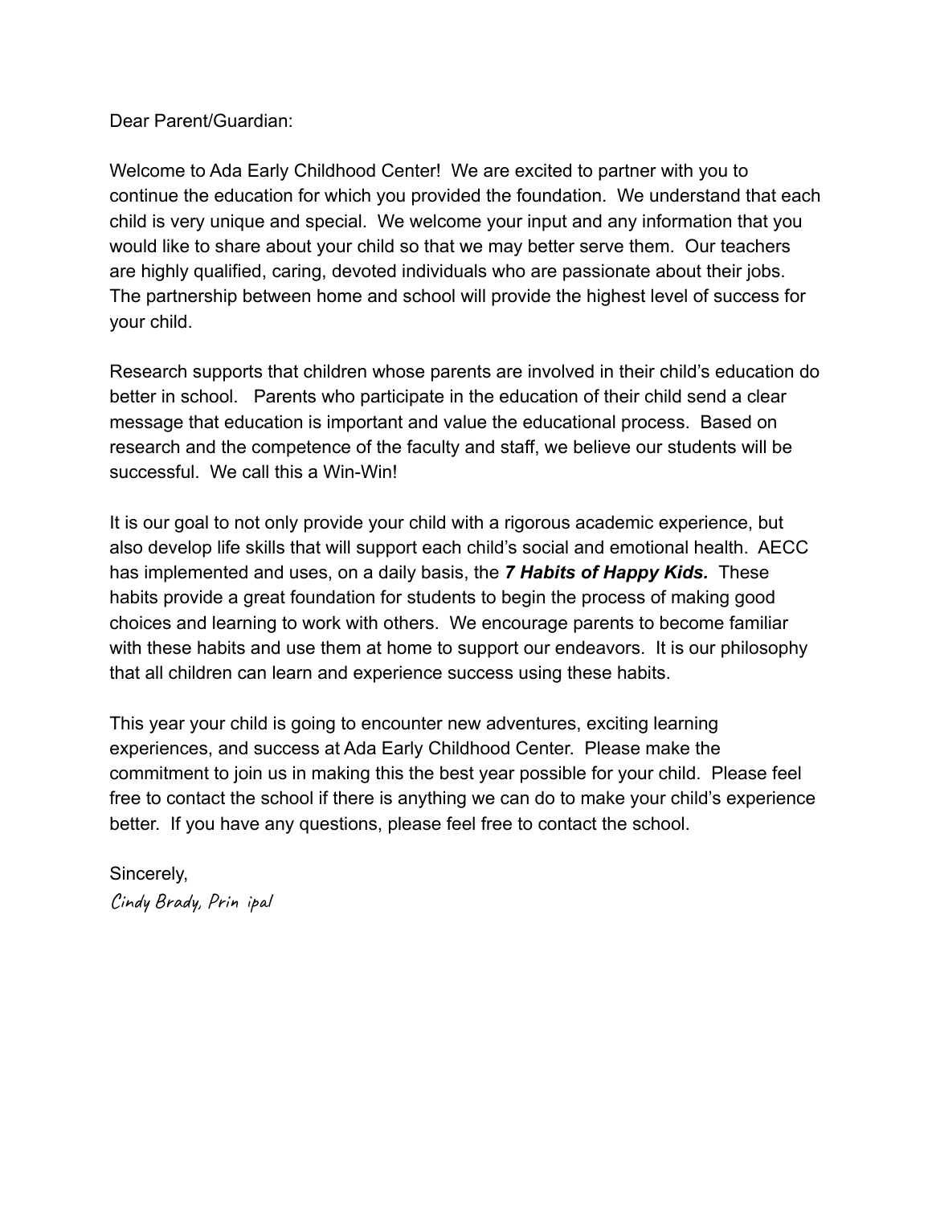Dear Parent/Guardian:

Welcome to Ada Early Childhood Center! We are excited to partner with you to continue the education for which you provided the foundation. We understand that each child is very unique and special. We welcome your input and any information that you would like to share about your child so that we may better serve them. Our teachers are highly qualified, caring, devoted individuals who are passionate about their jobs. The partnership between home and school will provide the highest level of success for your child.

Research supports that children whose parents are involved in their child's education do better in school. Parents who participate in the education of their child send a clear message that education is important and value the educational process. Based on research and the competence of the faculty and staff, we believe our students will be successful. We call this a Win-Win!

It is our goal to not only provide your child with a rigorous academic experience, but also develop life skills that will support each child's social and emotional health. AECC has implemented and uses, on a daily basis, the ***7 Habits of Happy Kids.*** These habits provide a great foundation for students to begin the process of making good choices and learning to work with others. We encourage parents to become familiar with these habits and use them at home to support our endeavors. It is our philosophy that all children can learn and experience success using these habits.

This year your child is going to encounter new adventures, exciting learning experiences, and success at Ada Early Childhood Center. Please make the commitment to join us in making this the best year possible for your child. Please feel free to contact the school if there is anything we can do to make your child's experience better. If you have any questions, please feel free to contact the school.

Sincerely,

*Cindy Brady, Prin ipal*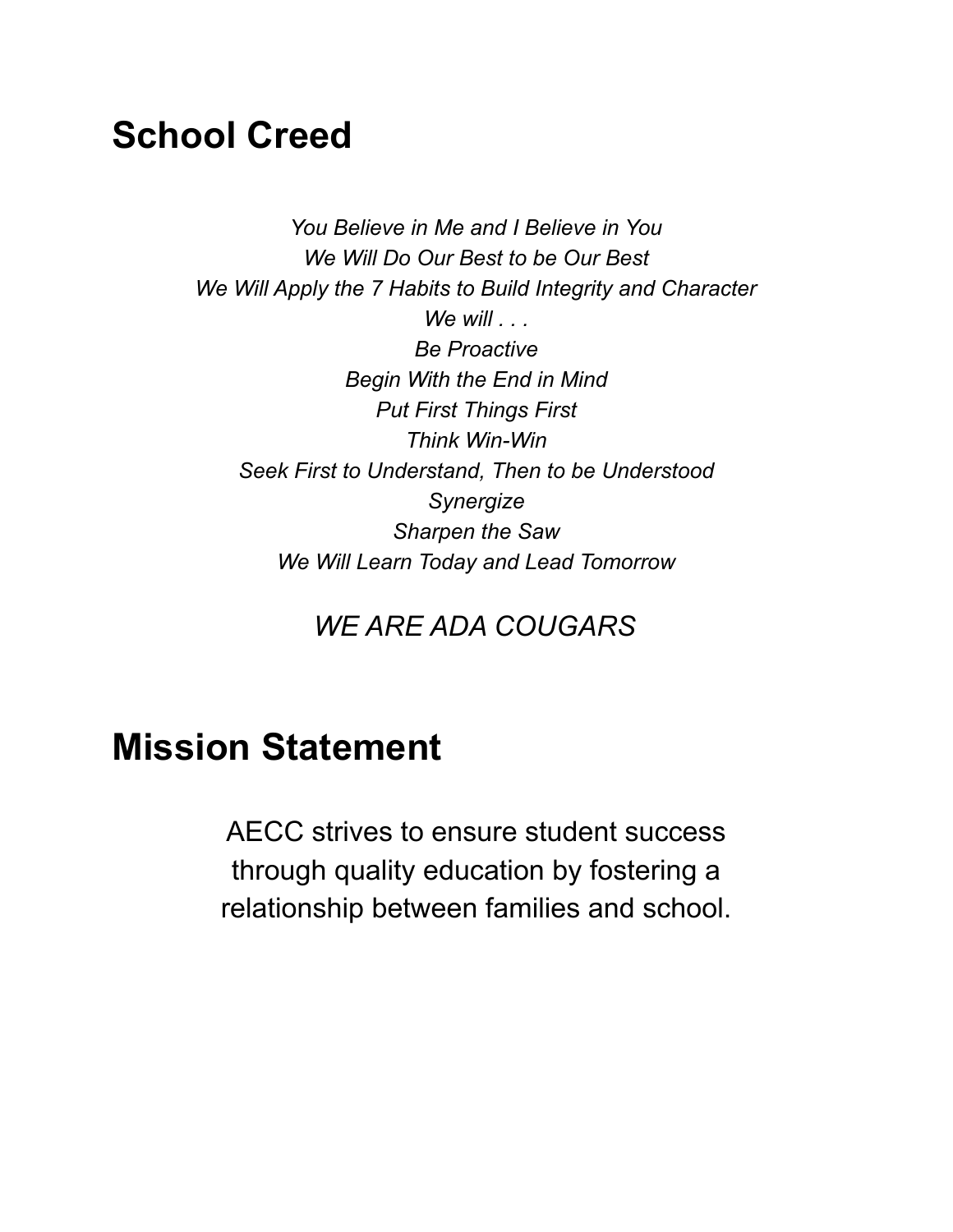## School Creed

*You Believe in Me and I Believe in You*
*We Will Do Our Best to be Our Best*
*We Will Apply the 7 Habits to Build Integrity and Character*
*We will . . .*
*Be Proactive*
*Begin With the End in Mind*
*Put First Things First*
*Think Win-Win*
*Seek First to Understand, Then to be Understood*
*Synergize*
*Sharpen the Saw*
*We Will Learn Today and Lead Tomorrow*

*WE ARE ADA COUGARS*

## Mission Statement

AECC strives to ensure student success through quality education by fostering a relationship between families and school.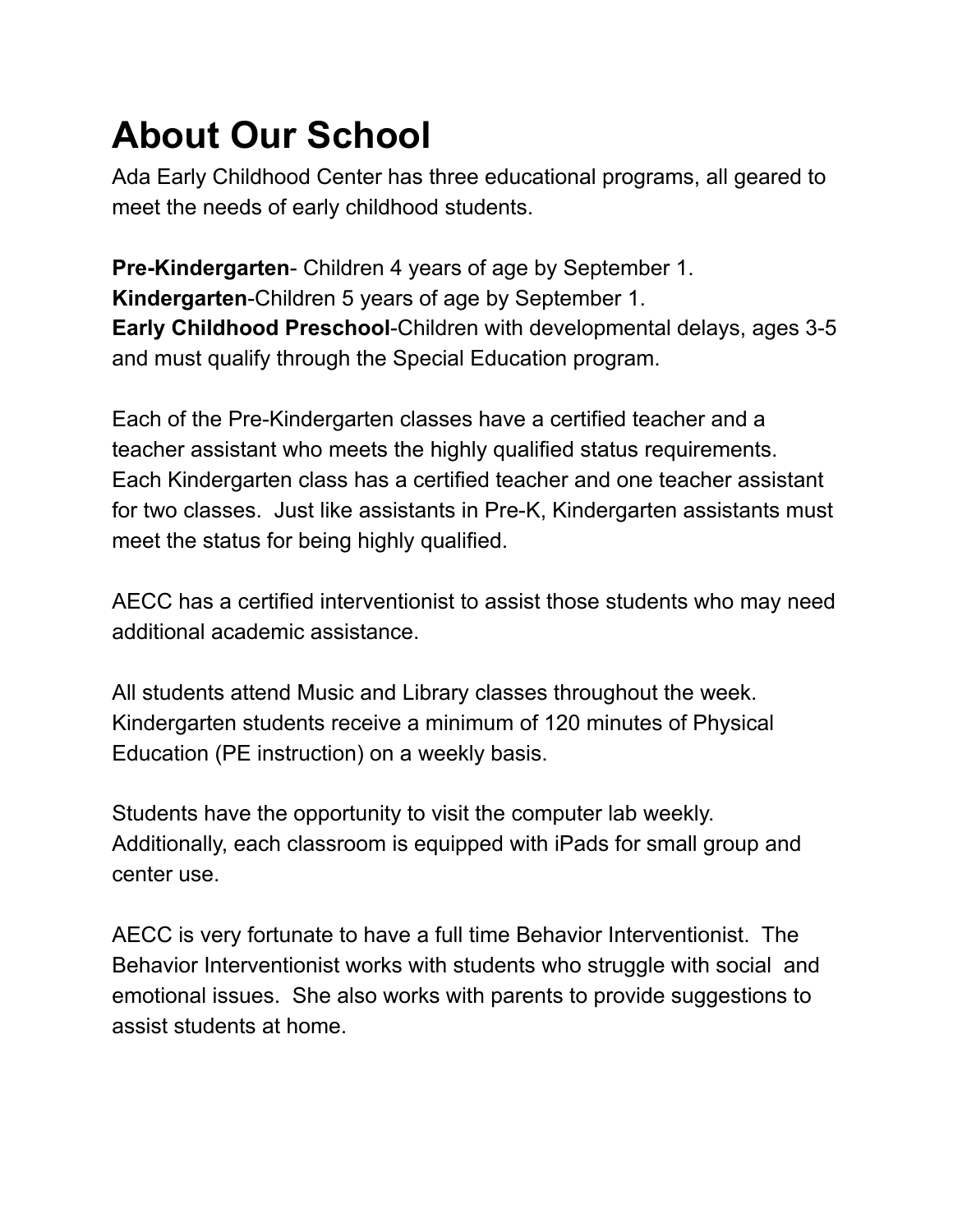# About Our School

Ada Early Childhood Center has three educational programs, all geared to meet the needs of early childhood students.

**Pre-Kindergarten**- Children 4 years of age by September 1.
**Kindergarten**-Children 5 years of age by September 1.
**Early Childhood Preschool**-Children with developmental delays, ages 3-5 and must qualify through the Special Education program.

Each of the Pre-Kindergarten classes have a certified teacher and a teacher assistant who meets the highly qualified status requirements. Each Kindergarten class has a certified teacher and one teacher assistant for two classes. Just like assistants in Pre-K, Kindergarten assistants must meet the status for being highly qualified.

AECC has a certified interventionist to assist those students who may need additional academic assistance.

All students attend Music and Library classes throughout the week. Kindergarten students receive a minimum of 120 minutes of Physical Education (PE instruction) on a weekly basis.

Students have the opportunity to visit the computer lab weekly. Additionally, each classroom is equipped with iPads for small group and center use.

AECC is very fortunate to have a full time Behavior Interventionist. The Behavior Interventionist works with students who struggle with social and emotional issues. She also works with parents to provide suggestions to assist students at home.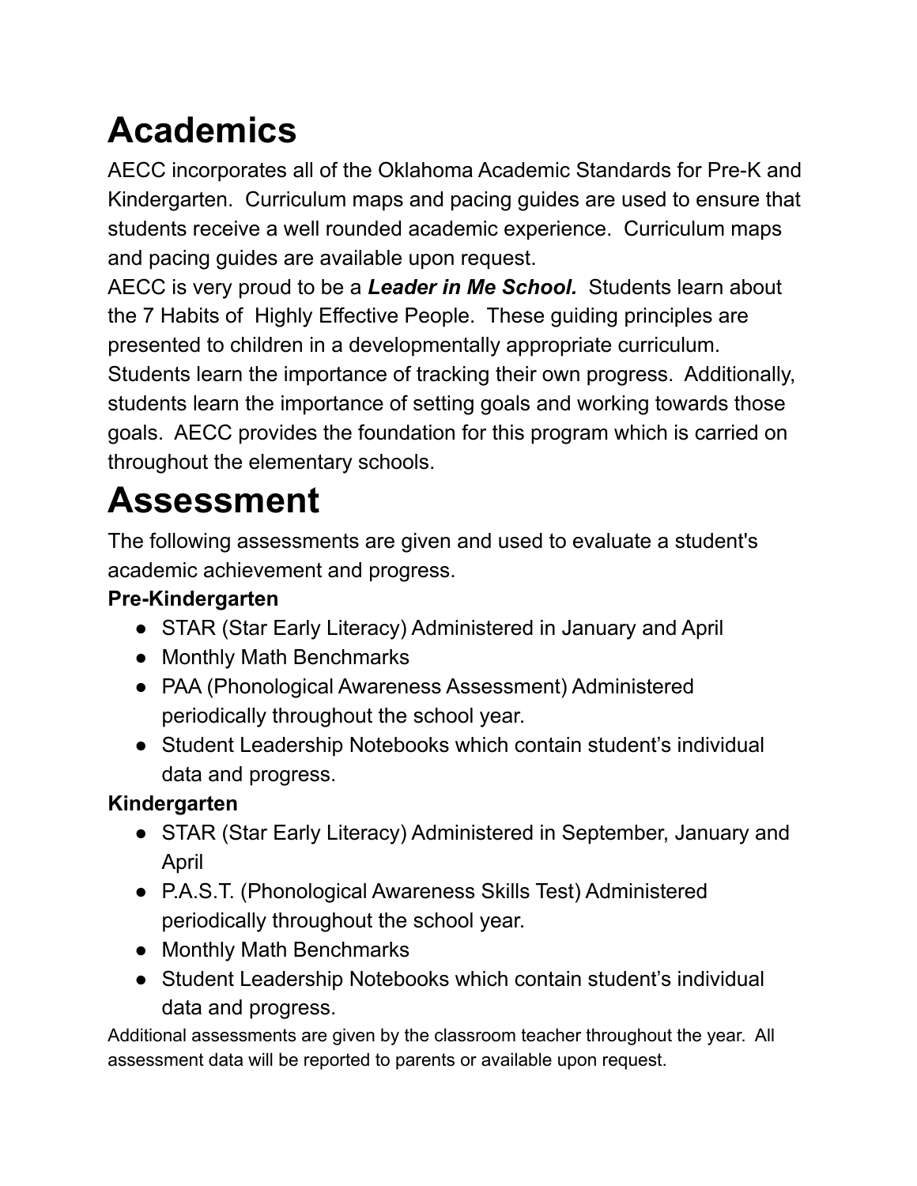# Academics

AECC incorporates all of the Oklahoma Academic Standards for Pre-K and Kindergarten. Curriculum maps and pacing guides are used to ensure that students receive a well rounded academic experience. Curriculum maps and pacing guides are available upon request.

AECC is very proud to be a ***Leader in Me School.*** Students learn about the 7 Habits of Highly Effective People. These guiding principles are presented to children in a developmentally appropriate curriculum. Students learn the importance of tracking their own progress. Additionally, students learn the importance of setting goals and working towards those goals. AECC provides the foundation for this program which is carried on throughout the elementary schools.

# Assessment

The following assessments are given and used to evaluate a student's academic achievement and progress.

**Pre-Kindergarten**

- STAR (Star Early Literacy) Administered in January and April
- Monthly Math Benchmarks
- PAA (Phonological Awareness Assessment) Administered periodically throughout the school year.
- Student Leadership Notebooks which contain student's individual data and progress.

**Kindergarten**

- STAR (Star Early Literacy) Administered in September, January and April
- P.A.S.T. (Phonological Awareness Skills Test) Administered periodically throughout the school year.
- Monthly Math Benchmarks
- Student Leadership Notebooks which contain student's individual data and progress.

Additional assessments are given by the classroom teacher throughout the year. All assessment data will be reported to parents or available upon request.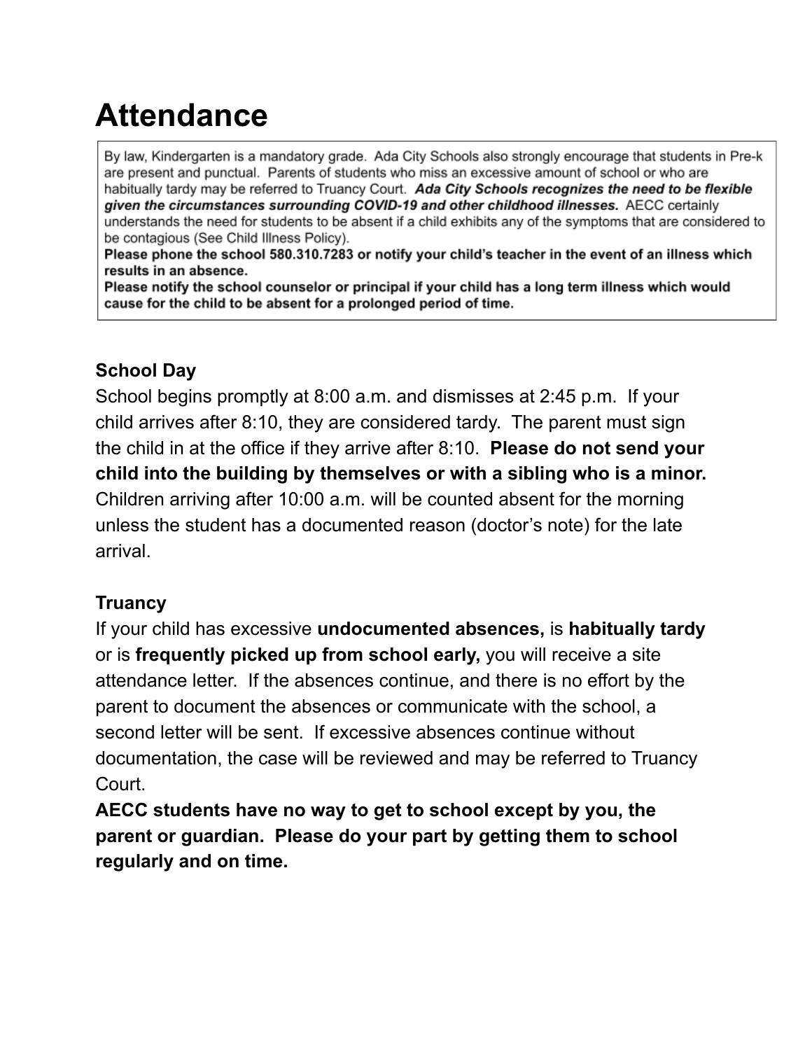# Attendance

By law, Kindergarten is a mandatory grade. Ada City Schools also strongly encourage that students in Pre-k are present and punctual. Parents of students who miss an excessive amount of school or who are habitually tardy may be referred to Truancy Court. ***Ada City Schools recognizes the need to be flexible given the circumstances surrounding COVID-19 and other childhood illnesses.*** AECC certainly understands the need for students to be absent if a child exhibits any of the symptoms that are considered to be contagious (See Child Illness Policy).
**Please phone the school 580.310.7283 or notify your child's teacher in the event of an illness which results in an absence.**
**Please notify the school counselor or principal if your child has a long term illness which would cause for the child to be absent for a prolonged period of time.**

**School Day**
School begins promptly at 8:00 a.m. and dismisses at 2:45 p.m. If your child arrives after 8:10, they are considered tardy. The parent must sign the child in at the office if they arrive after 8:10. **Please do not send your child into the building by themselves or with a sibling who is a minor.** Children arriving after 10:00 a.m. will be counted absent for the morning unless the student has a documented reason (doctor's note) for the late arrival.

**Truancy**
If your child has excessive **undocumented absences,** is **habitually tardy** or is **frequently picked up from school early,** you will receive a site attendance letter. If the absences continue, and there is no effort by the parent to document the absences or communicate with the school, a second letter will be sent. If excessive absences continue without documentation, the case will be reviewed and may be referred to Truancy Court.
**AECC students have no way to get to school except by you, the parent or guardian. Please do your part by getting them to school regularly and on time.**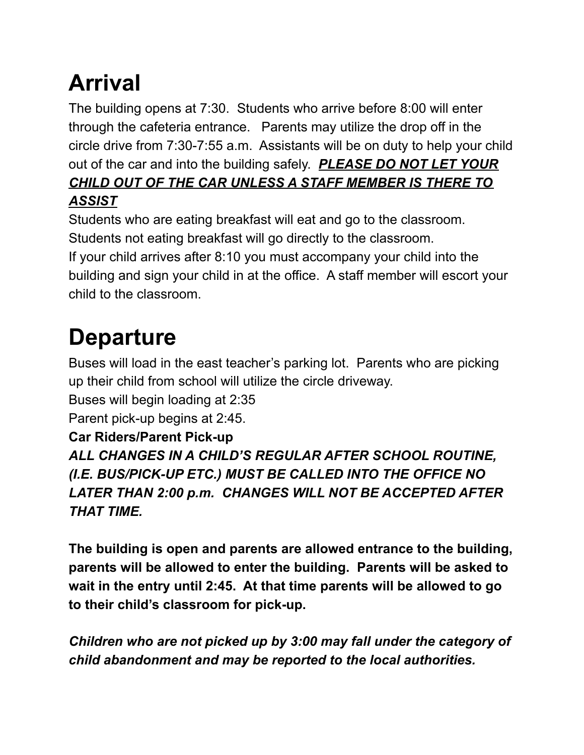# Arrival

The building opens at 7:30. Students who arrive before 8:00 will enter through the cafeteria entrance. Parents may utilize the drop off in the circle drive from 7:30-7:55 a.m. Assistants will be on duty to help your child out of the car and into the building safely. ***PLEASE DO NOT LET YOUR CHILD OUT OF THE CAR UNLESS A STAFF MEMBER IS THERE TO ASSIST***

Students who are eating breakfast will eat and go to the classroom.
Students not eating breakfast will go directly to the classroom.
If your child arrives after 8:10 you must accompany your child into the building and sign your child in at the office. A staff member will escort your child to the classroom.

# Departure

Buses will load in the east teacher's parking lot. Parents who are picking up their child from school will utilize the circle driveway.
Buses will begin loading at 2:35
Parent pick-up begins at 2:45.

**Car Riders/Parent Pick-up**

***ALL CHANGES IN A CHILD'S REGULAR AFTER SCHOOL ROUTINE, (I.E. BUS/PICK-UP ETC.) MUST BE CALLED INTO THE OFFICE NO LATER THAN 2:00 p.m. CHANGES WILL NOT BE ACCEPTED AFTER THAT TIME.***

**The building is open and parents are allowed entrance to the building, parents will be allowed to enter the building. Parents will be asked to wait in the entry until 2:45. At that time parents will be allowed to go to their child's classroom for pick-up.**

***Children who are not picked up by 3:00 may fall under the category of child abandonment and may be reported to the local authorities.***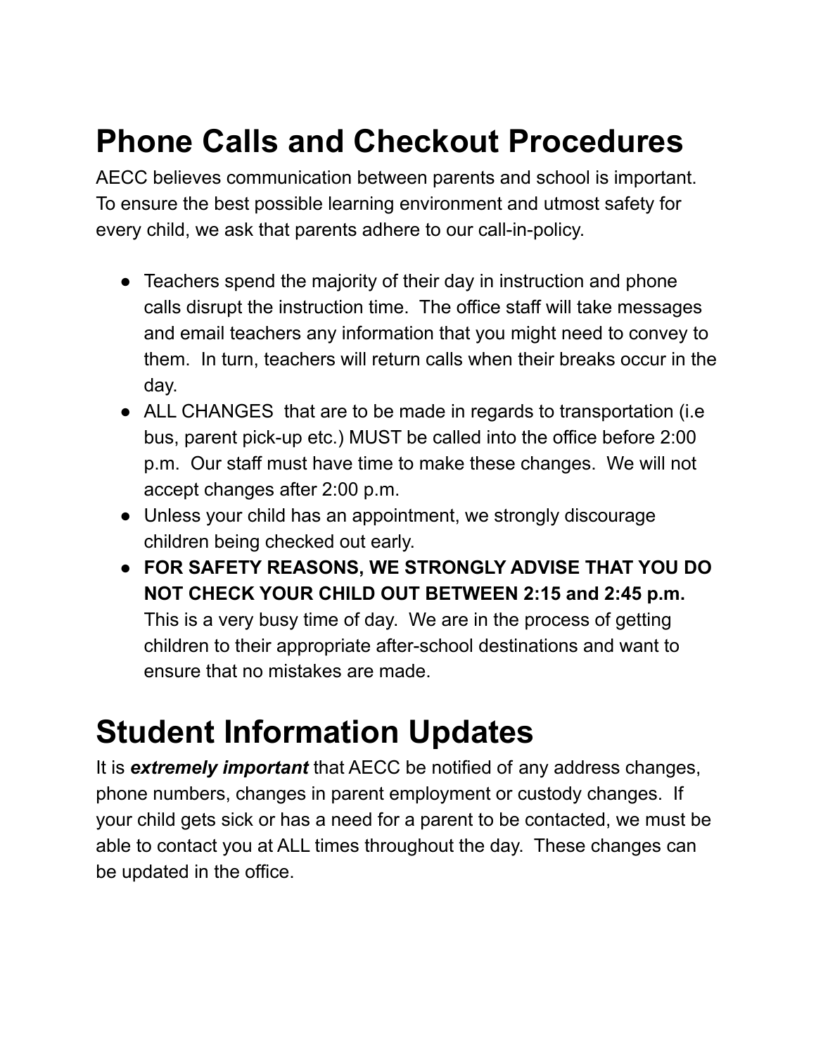# Phone Calls and Checkout Procedures

AECC believes communication between parents and school is important. To ensure the best possible learning environment and utmost safety for every child, we ask that parents adhere to our call-in-policy.

- Teachers spend the majority of their day in instruction and phone calls disrupt the instruction time. The office staff will take messages and email teachers any information that you might need to convey to them. In turn, teachers will return calls when their breaks occur in the day.
- ALL CHANGES that are to be made in regards to transportation (i.e bus, parent pick-up etc.) MUST be called into the office before 2:00 p.m. Our staff must have time to make these changes. We will not accept changes after 2:00 p.m.
- Unless your child has an appointment, we strongly discourage children being checked out early.
- **FOR SAFETY REASONS, WE STRONGLY ADVISE THAT YOU DO NOT CHECK YOUR CHILD OUT BETWEEN 2:15 and 2:45 p.m.** This is a very busy time of day. We are in the process of getting children to their appropriate after-school destinations and want to ensure that no mistakes are made.

# Student Information Updates

It is ***extremely important*** that AECC be notified of any address changes, phone numbers, changes in parent employment or custody changes. If your child gets sick or has a need for a parent to be contacted, we must be able to contact you at ALL times throughout the day. These changes can be updated in the office.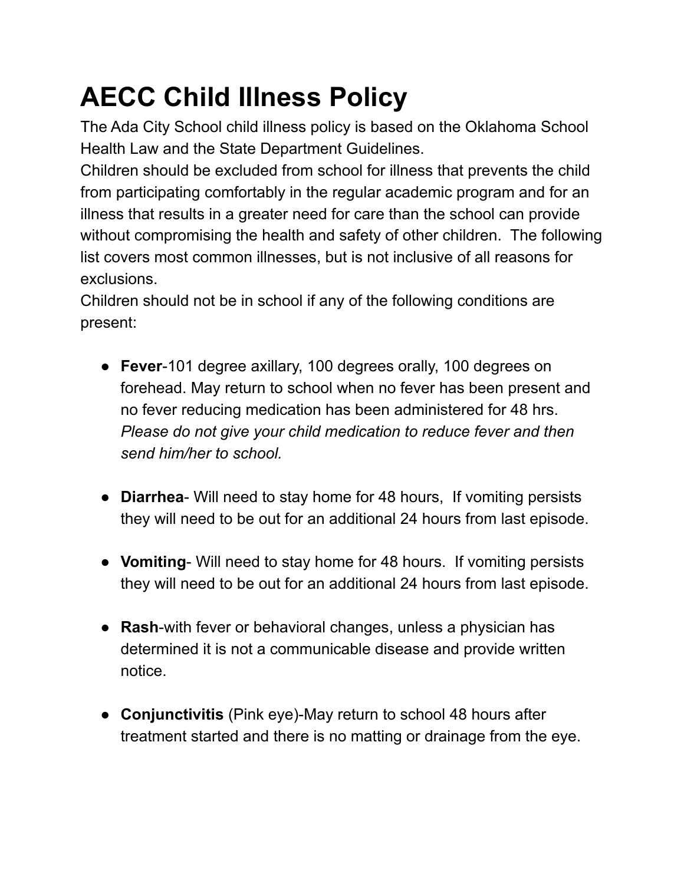# AECC Child Illness Policy

The Ada City School child illness policy is based on the Oklahoma School Health Law and the State Department Guidelines.

Children should be excluded from school for illness that prevents the child from participating comfortably in the regular academic program and for an illness that results in a greater need for care than the school can provide without compromising the health and safety of other children. The following list covers most common illnesses, but is not inclusive of all reasons for exclusions.

Children should not be in school if any of the following conditions are present:

- **Fever**-101 degree axillary, 100 degrees orally, 100 degrees on forehead. May return to school when no fever has been present and no fever reducing medication has been administered for 48 hrs. *Please do not give your child medication to reduce fever and then send him/her to school.*

- **Diarrhea**- Will need to stay home for 48 hours, If vomiting persists they will need to be out for an additional 24 hours from last episode.

- **Vomiting**- Will need to stay home for 48 hours. If vomiting persists they will need to be out for an additional 24 hours from last episode.

- **Rash**-with fever or behavioral changes, unless a physician has determined it is not a communicable disease and provide written notice.

- **Conjunctivitis** (Pink eye)-May return to school 48 hours after treatment started and there is no matting or drainage from the eye.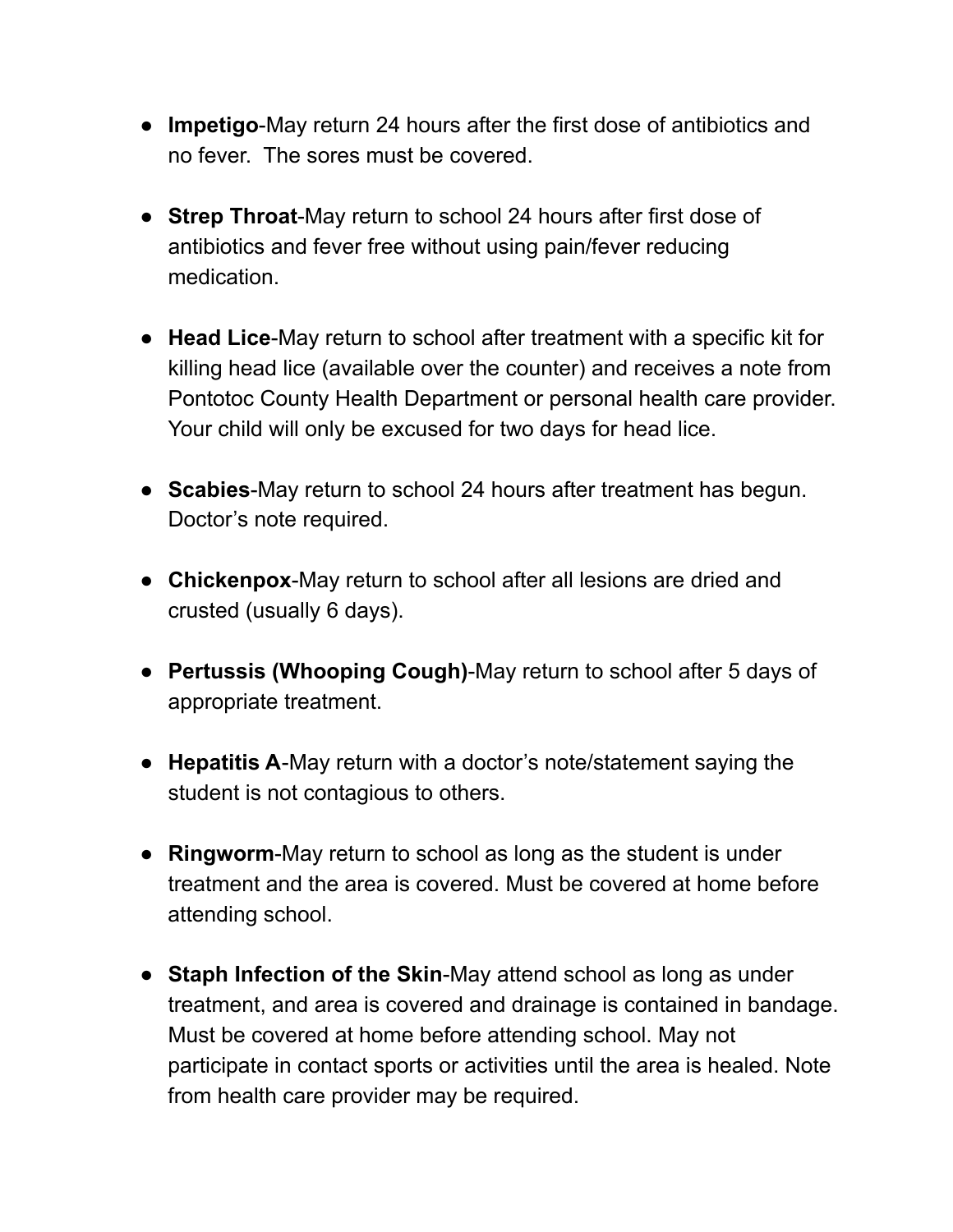- **Impetigo**-May return 24 hours after the first dose of antibiotics and no fever. The sores must be covered.

- **Strep Throat**-May return to school 24 hours after first dose of antibiotics and fever free without using pain/fever reducing medication.

- **Head Lice**-May return to school after treatment with a specific kit for killing head lice (available over the counter) and receives a note from Pontotoc County Health Department or personal health care provider. Your child will only be excused for two days for head lice.

- **Scabies**-May return to school 24 hours after treatment has begun. Doctor's note required.

- **Chickenpox**-May return to school after all lesions are dried and crusted (usually 6 days).

- **Pertussis (Whooping Cough)**-May return to school after 5 days of appropriate treatment.

- **Hepatitis A**-May return with a doctor's note/statement saying the student is not contagious to others.

- **Ringworm**-May return to school as long as the student is under treatment and the area is covered. Must be covered at home before attending school.

- **Staph Infection of the Skin**-May attend school as long as under treatment, and area is covered and drainage is contained in bandage. Must be covered at home before attending school. May not participate in contact sports or activities until the area is healed. Note from health care provider may be required.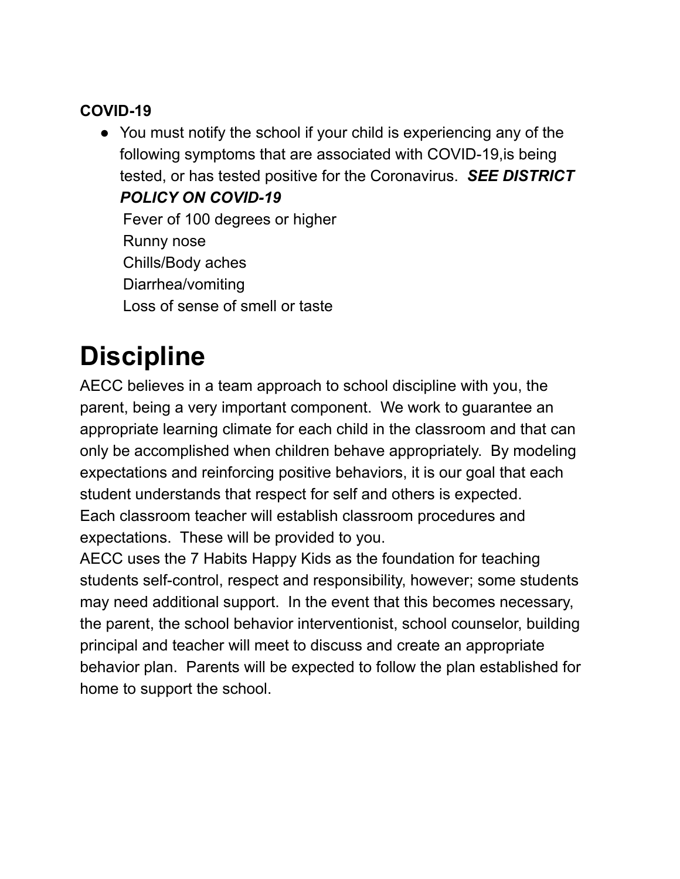**COVID-19**

- You must notify the school if your child is experiencing any of the following symptoms that are associated with COVID-19,is being tested, or has tested positive for the Coronavirus. ***SEE DISTRICT POLICY ON COVID-19***

  Fever of 100 degrees or higher
  Runny nose
  Chills/Body aches
  Diarrhea/vomiting
  Loss of sense of smell or taste

# Discipline

AECC believes in a team approach to school discipline with you, the parent, being a very important component. We work to guarantee an appropriate learning climate for each child in the classroom and that can only be accomplished when children behave appropriately. By modeling expectations and reinforcing positive behaviors, it is our goal that each student understands that respect for self and others is expected.
Each classroom teacher will establish classroom procedures and expectations. These will be provided to you.
AECC uses the 7 Habits Happy Kids as the foundation for teaching students self-control, respect and responsibility, however; some students may need additional support. In the event that this becomes necessary, the parent, the school behavior interventionist, school counselor, building principal and teacher will meet to discuss and create an appropriate behavior plan. Parents will be expected to follow the plan established for home to support the school.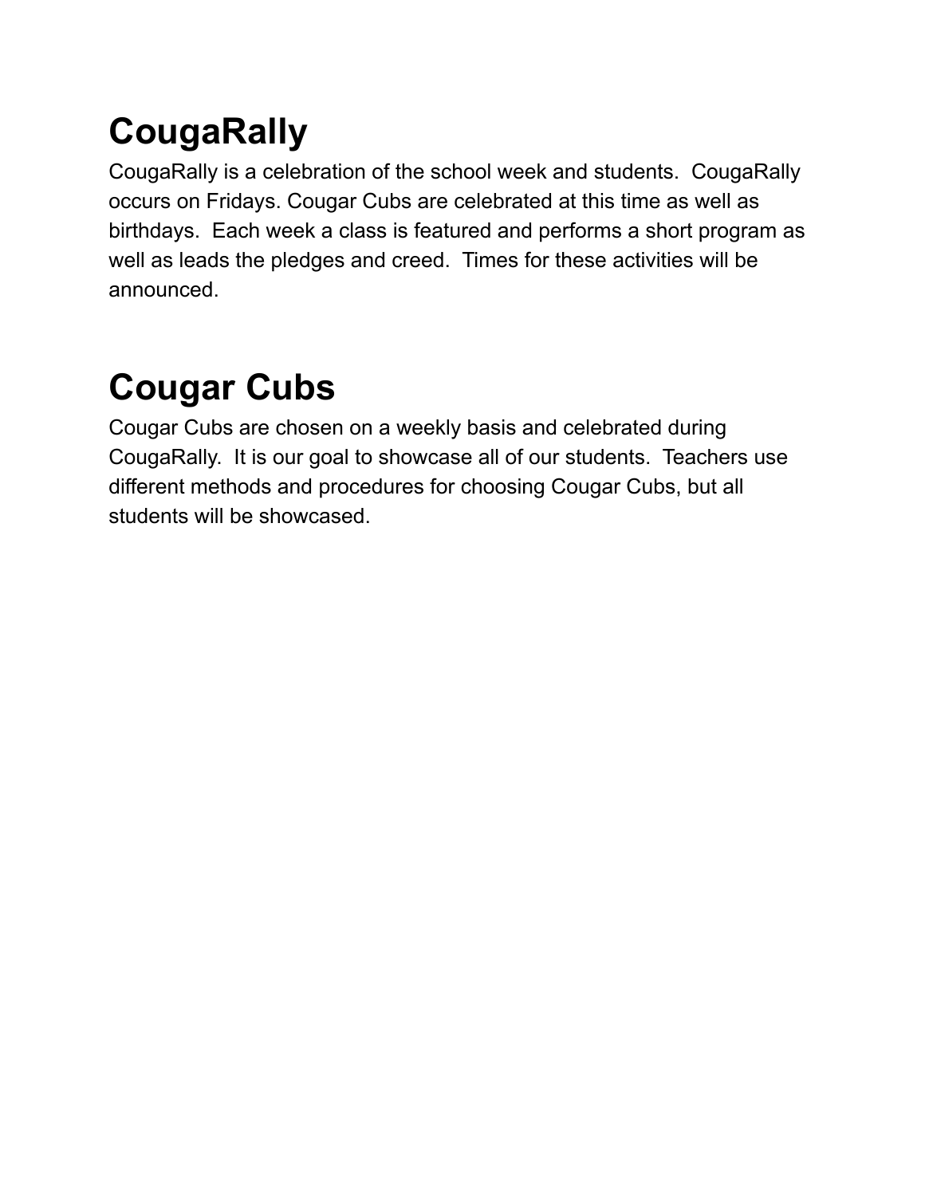# CougaRally

CougaRally is a celebration of the school week and students. CougaRally occurs on Fridays. Cougar Cubs are celebrated at this time as well as birthdays. Each week a class is featured and performs a short program as well as leads the pledges and creed. Times for these activities will be announced.

# Cougar Cubs

Cougar Cubs are chosen on a weekly basis and celebrated during CougaRally. It is our goal to showcase all of our students. Teachers use different methods and procedures for choosing Cougar Cubs, but all students will be showcased.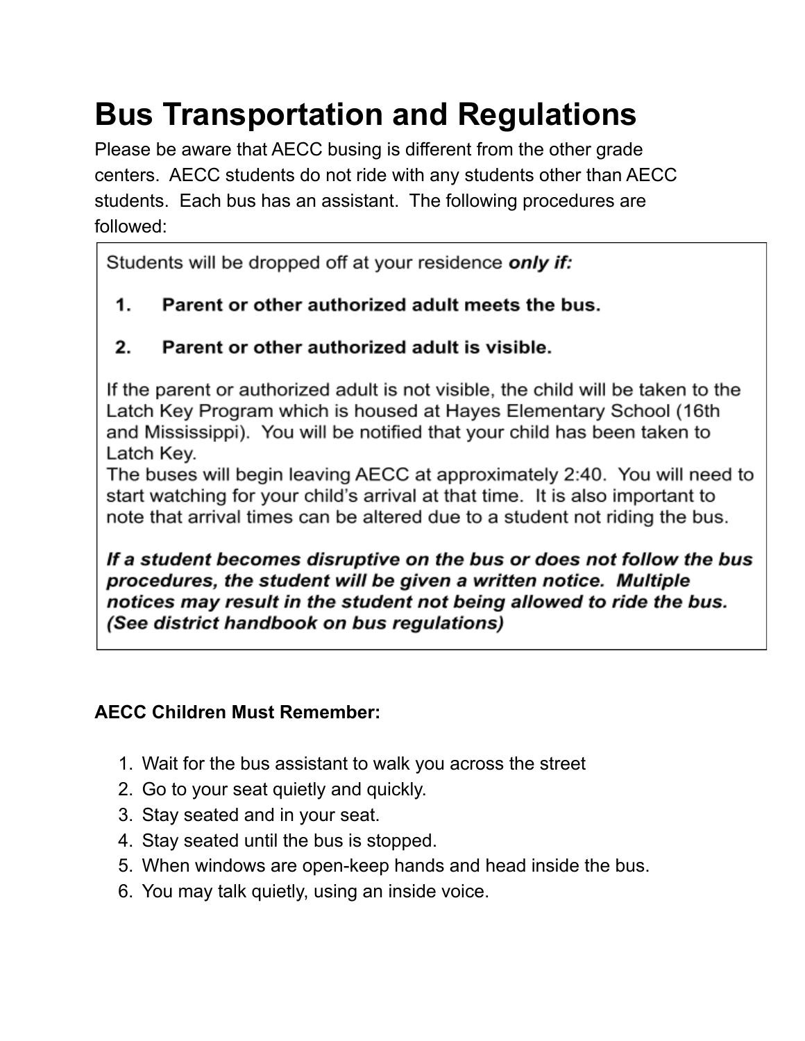# Bus Transportation and Regulations

Please be aware that AECC busing is different from the other grade centers. AECC students do not ride with any students other than AECC students. Each bus has an assistant. The following procedures are followed:

Students will be dropped off at your residence ***only if:***

1. **Parent or other authorized adult meets the bus.**
2. **Parent or other authorized adult is visible.**

If the parent or authorized adult is not visible, the child will be taken to the Latch Key Program which is housed at Hayes Elementary School (16th and Mississippi). You will be notified that your child has been taken to Latch Key.

The buses will begin leaving AECC at approximately 2:40. You will need to start watching for your child's arrival at that time. It is also important to note that arrival times can be altered due to a student not riding the bus.

***If a student becomes disruptive on the bus or does not follow the bus procedures, the student will be given a written notice. Multiple notices may result in the student not being allowed to ride the bus. (See district handbook on bus regulations)***

**AECC Children Must Remember:**

1. Wait for the bus assistant to walk you across the street
2. Go to your seat quietly and quickly.
3. Stay seated and in your seat.
4. Stay seated until the bus is stopped.
5. When windows are open-keep hands and head inside the bus.
6. You may talk quietly, using an inside voice.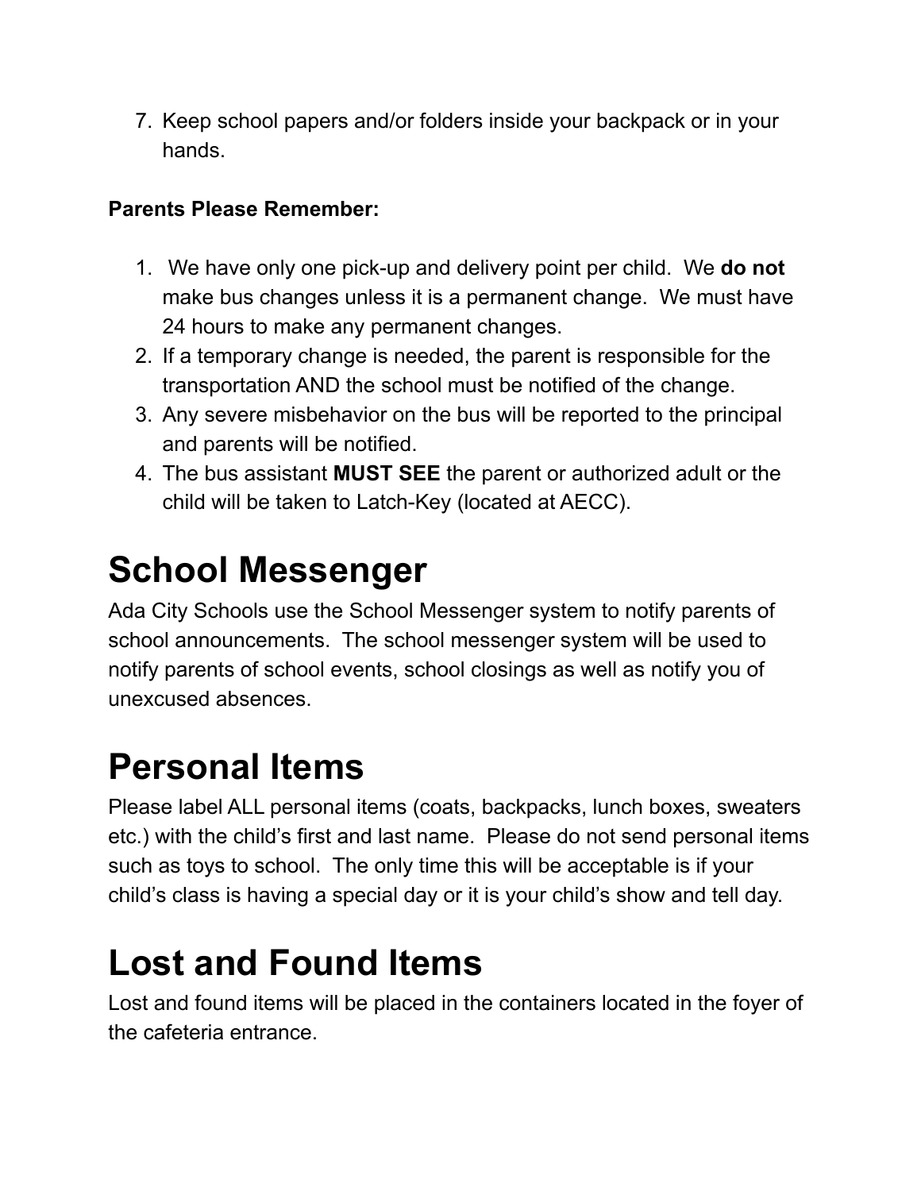7. Keep school papers and/or folders inside your backpack or in your hands.

**Parents Please Remember:**

1. We have only one pick-up and delivery point per child. We **do not** make bus changes unless it is a permanent change. We must have 24 hours to make any permanent changes.
2. If a temporary change is needed, the parent is responsible for the transportation AND the school must be notified of the change.
3. Any severe misbehavior on the bus will be reported to the principal and parents will be notified.
4. The bus assistant **MUST SEE** the parent or authorized adult or the child will be taken to Latch-Key (located at AECC).

# School Messenger

Ada City Schools use the School Messenger system to notify parents of school announcements. The school messenger system will be used to notify parents of school events, school closings as well as notify you of unexcused absences.

# Personal Items

Please label ALL personal items (coats, backpacks, lunch boxes, sweaters etc.) with the child's first and last name. Please do not send personal items such as toys to school. The only time this will be acceptable is if your child's class is having a special day or it is your child's show and tell day.

# Lost and Found Items

Lost and found items will be placed in the containers located in the foyer of the cafeteria entrance.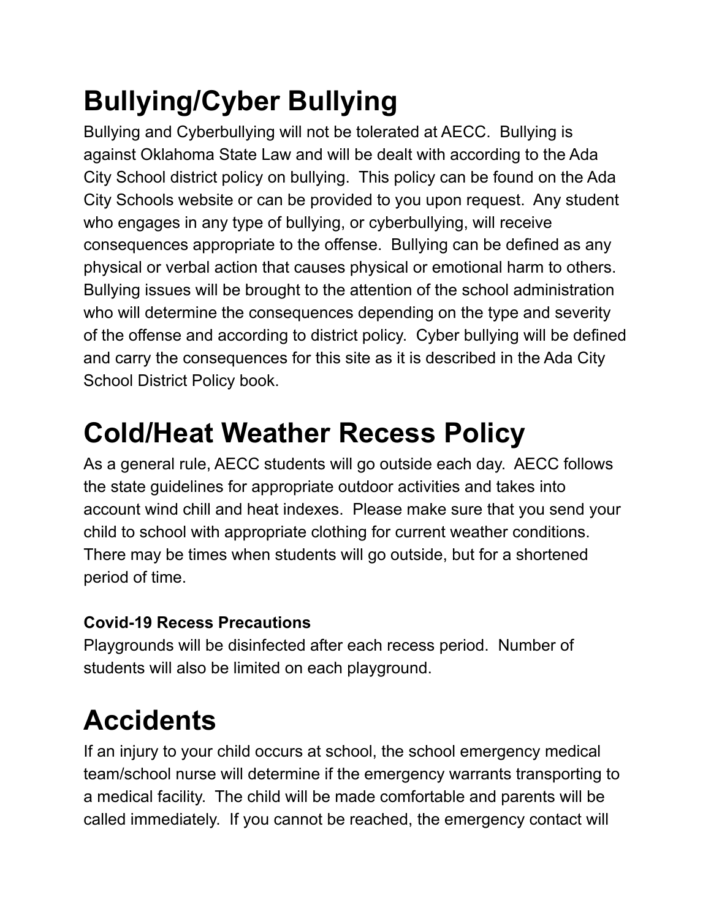# Bullying/Cyber Bullying

Bullying and Cyberbullying will not be tolerated at AECC. Bullying is against Oklahoma State Law and will be dealt with according to the Ada City School district policy on bullying. This policy can be found on the Ada City Schools website or can be provided to you upon request. Any student who engages in any type of bullying, or cyberbullying, will receive consequences appropriate to the offense. Bullying can be defined as any physical or verbal action that causes physical or emotional harm to others. Bullying issues will be brought to the attention of the school administration who will determine the consequences depending on the type and severity of the offense and according to district policy. Cyber bullying will be defined and carry the consequences for this site as it is described in the Ada City School District Policy book.

# Cold/Heat Weather Recess Policy

As a general rule, AECC students will go outside each day. AECC follows the state guidelines for appropriate outdoor activities and takes into account wind chill and heat indexes. Please make sure that you send your child to school with appropriate clothing for current weather conditions. There may be times when students will go outside, but for a shortened period of time.

### Covid-19 Recess Precautions

Playgrounds will be disinfected after each recess period. Number of students will also be limited on each playground.

# Accidents

If an injury to your child occurs at school, the school emergency medical team/school nurse will determine if the emergency warrants transporting to a medical facility. The child will be made comfortable and parents will be called immediately. If you cannot be reached, the emergency contact will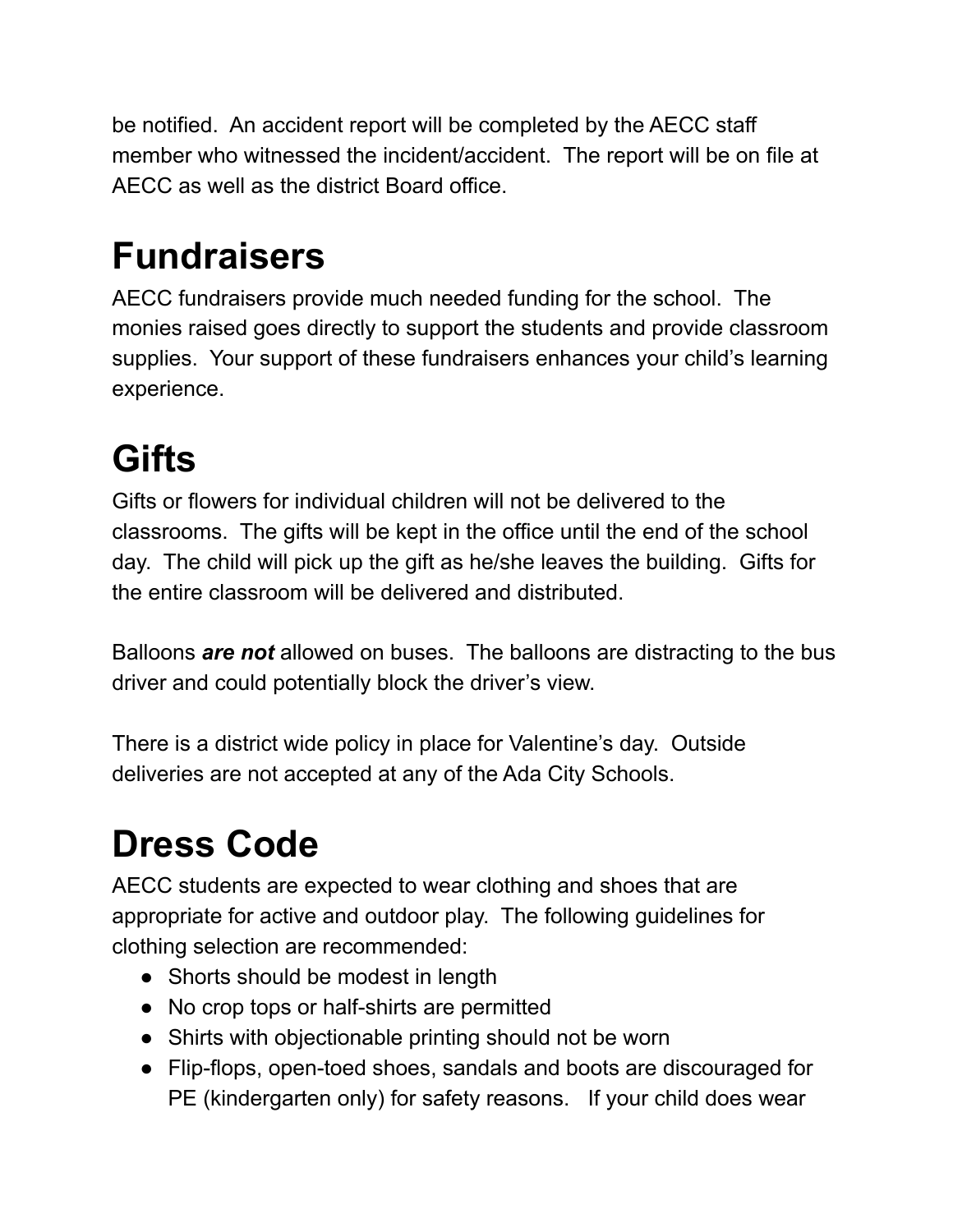be notified. An accident report will be completed by the AECC staff member who witnessed the incident/accident. The report will be on file at AECC as well as the district Board office.

# Fundraisers

AECC fundraisers provide much needed funding for the school. The monies raised goes directly to support the students and provide classroom supplies. Your support of these fundraisers enhances your child's learning experience.

# Gifts

Gifts or flowers for individual children will not be delivered to the classrooms. The gifts will be kept in the office until the end of the school day. The child will pick up the gift as he/she leaves the building. Gifts for the entire classroom will be delivered and distributed.

Balloons ***are not*** allowed on buses. The balloons are distracting to the bus driver and could potentially block the driver's view.

There is a district wide policy in place for Valentine's day. Outside deliveries are not accepted at any of the Ada City Schools.

# Dress Code

AECC students are expected to wear clothing and shoes that are appropriate for active and outdoor play. The following guidelines for clothing selection are recommended:

- Shorts should be modest in length
- No crop tops or half-shirts are permitted
- Shirts with objectionable printing should not be worn
- Flip-flops, open-toed shoes, sandals and boots are discouraged for PE (kindergarten only) for safety reasons. If your child does wear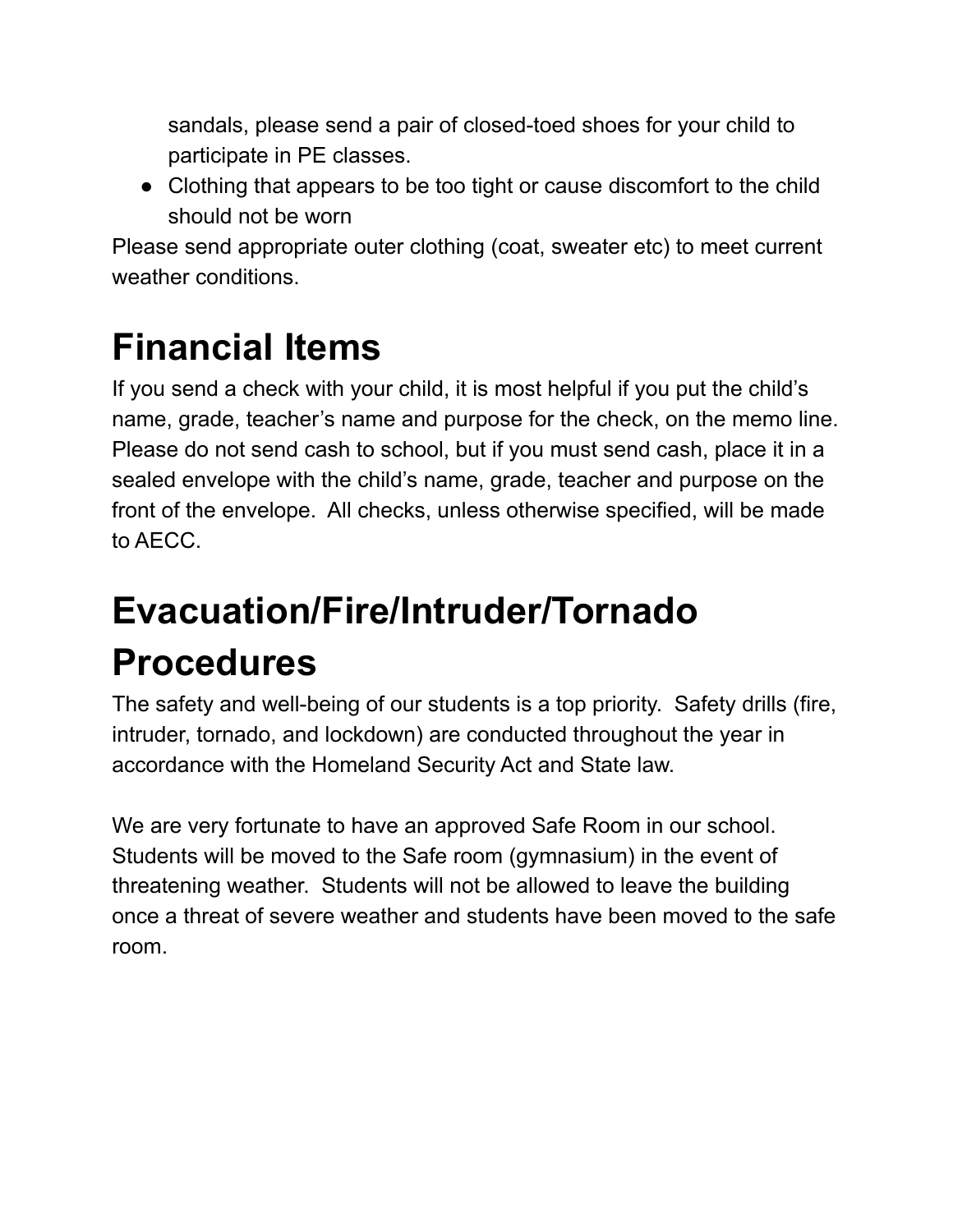sandals, please send a pair of closed-toed shoes for your child to participate in PE classes.

- Clothing that appears to be too tight or cause discomfort to the child should not be worn

Please send appropriate outer clothing (coat, sweater etc) to meet current weather conditions.

# Financial Items

If you send a check with your child, it is most helpful if you put the child's name, grade, teacher's name and purpose for the check, on the memo line. Please do not send cash to school, but if you must send cash, place it in a sealed envelope with the child's name, grade, teacher and purpose on the front of the envelope. All checks, unless otherwise specified, will be made to AECC.

# Evacuation/Fire/Intruder/Tornado Procedures

The safety and well-being of our students is a top priority. Safety drills (fire, intruder, tornado, and lockdown) are conducted throughout the year in accordance with the Homeland Security Act and State law.

We are very fortunate to have an approved Safe Room in our school. Students will be moved to the Safe room (gymnasium) in the event of threatening weather. Students will not be allowed to leave the building once a threat of severe weather and students have been moved to the safe room.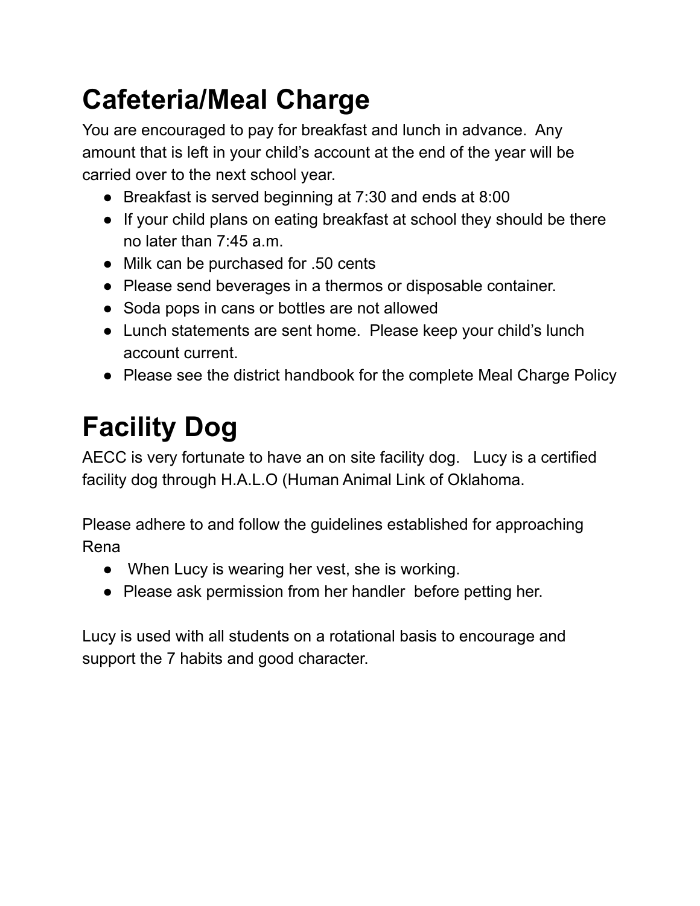# Cafeteria/Meal Charge

You are encouraged to pay for breakfast and lunch in advance. Any amount that is left in your child's account at the end of the year will be carried over to the next school year.

- Breakfast is served beginning at 7:30 and ends at 8:00
- If your child plans on eating breakfast at school they should be there no later than 7:45 a.m.
- Milk can be purchased for .50 cents
- Please send beverages in a thermos or disposable container.
- Soda pops in cans or bottles are not allowed
- Lunch statements are sent home. Please keep your child's lunch account current.
- Please see the district handbook for the complete Meal Charge Policy

# Facility Dog

AECC is very fortunate to have an on site facility dog. Lucy is a certified facility dog through H.A.L.O (Human Animal Link of Oklahoma.

Please adhere to and follow the guidelines established for approaching Rena

- When Lucy is wearing her vest, she is working.
- Please ask permission from her handler before petting her.

Lucy is used with all students on a rotational basis to encourage and support the 7 habits and good character.